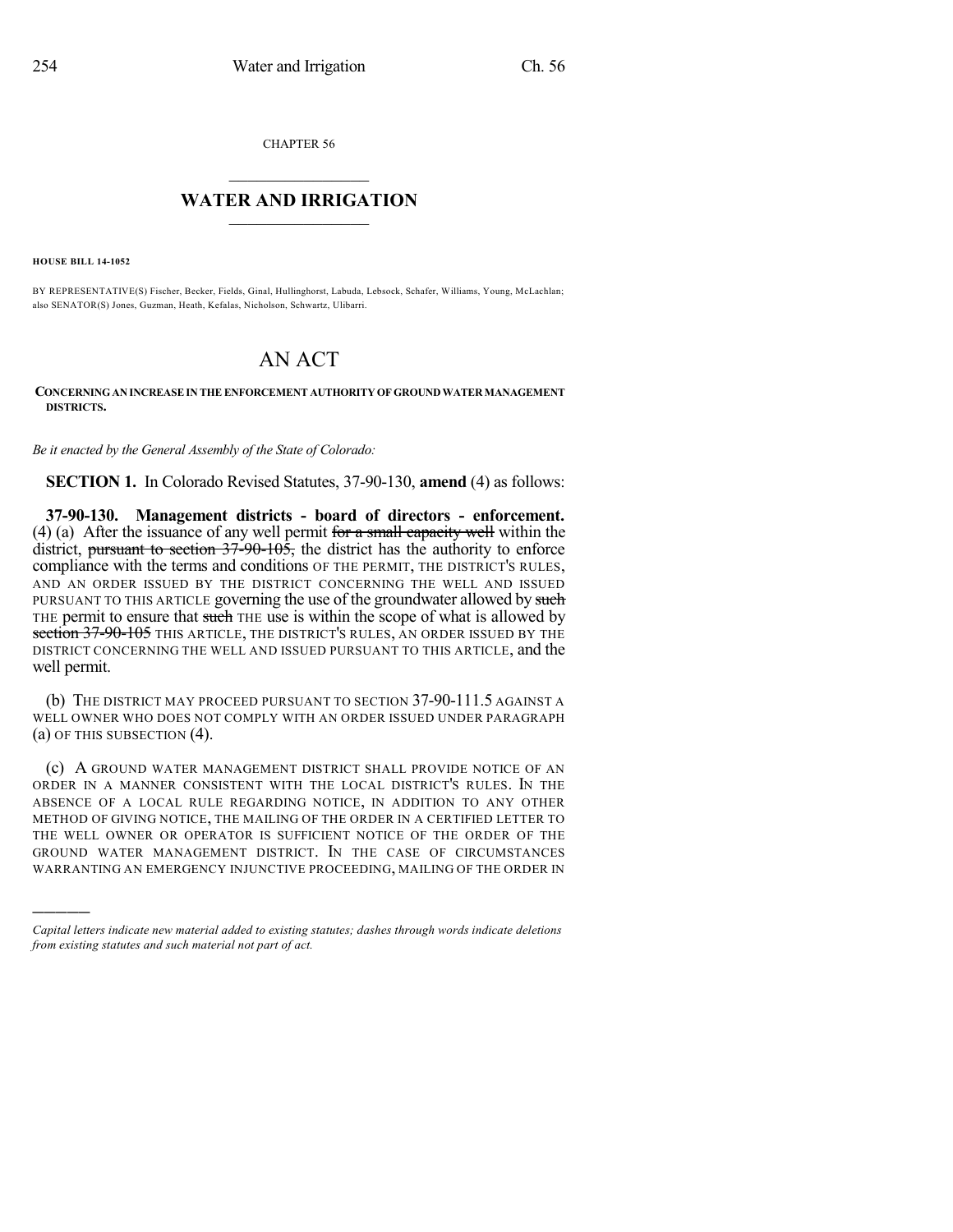CHAPTER 56

# WATER AND IRRIGATION

**HOUSE BILL 14-1052**

BY REPRESENTATIVE(S) Fischer, Becker, Fields, Ginal, Hullinghorst, Labuda, Lebsock, Schafer, Williams, Young, McLachlan; also SENATOR(S) Jones, Guzman, Heath, Kefalas, Nicholson, Schwartz, Ulibarri.

# AN ACT

**CONCERNING AN INCREASE IN THE ENFORCEMENT AUTHORITY OF GROUND WATER MANAGEMENT DISTRICTS.**

*Be it enacted by the General Assembly of the State of Colorado:*

**SECTION 1.** In Colorado Revised Statutes, 37-90-130, **amend** (4) as follows:

**37-90-130. Management districts - board of directors - enforcement.** (4) (a) After the issuance of any well permit ~~for a small capacity well~~ within the district, ~~pursuant to section 37-90-105,~~ the district has the authority to enforce compliance with the terms and conditions OF THE PERMIT, THE DISTRICT'S RULES, AND AN ORDER ISSUED BY THE DISTRICT CONCERNING THE WELL AND ISSUED PURSUANT TO THIS ARTICLE governing the use of the groundwater allowed by ~~such~~ THE permit to ensure that ~~such~~ THE use is within the scope of what is allowed by ~~section 37-90-105~~ THIS ARTICLE, THE DISTRICT'S RULES, AN ORDER ISSUED BY THE DISTRICT CONCERNING THE WELL AND ISSUED PURSUANT TO THIS ARTICLE, and the well permit.

(b) THE DISTRICT MAY PROCEED PURSUANT TO SECTION 37-90-111.5 AGAINST A WELL OWNER WHO DOES NOT COMPLY WITH AN ORDER ISSUED UNDER PARAGRAPH (a) OF THIS SUBSECTION (4).

(c) A GROUND WATER MANAGEMENT DISTRICT SHALL PROVIDE NOTICE OF AN ORDER IN A MANNER CONSISTENT WITH THE LOCAL DISTRICT'S RULES. IN THE ABSENCE OF A LOCAL RULE REGARDING NOTICE, IN ADDITION TO ANY OTHER METHOD OF GIVING NOTICE, THE MAILING OF THE ORDER IN A CERTIFIED LETTER TO THE WELL OWNER OR OPERATOR IS SUFFICIENT NOTICE OF THE ORDER OF THE GROUND WATER MANAGEMENT DISTRICT. IN THE CASE OF CIRCUMSTANCES WARRANTING AN EMERGENCY INJUNCTIVE PROCEEDING, MAILING OF THE ORDER IN

*Capital letters indicate new material added to existing statutes; dashes through words indicate deletions from existing statutes and such material not part of act.*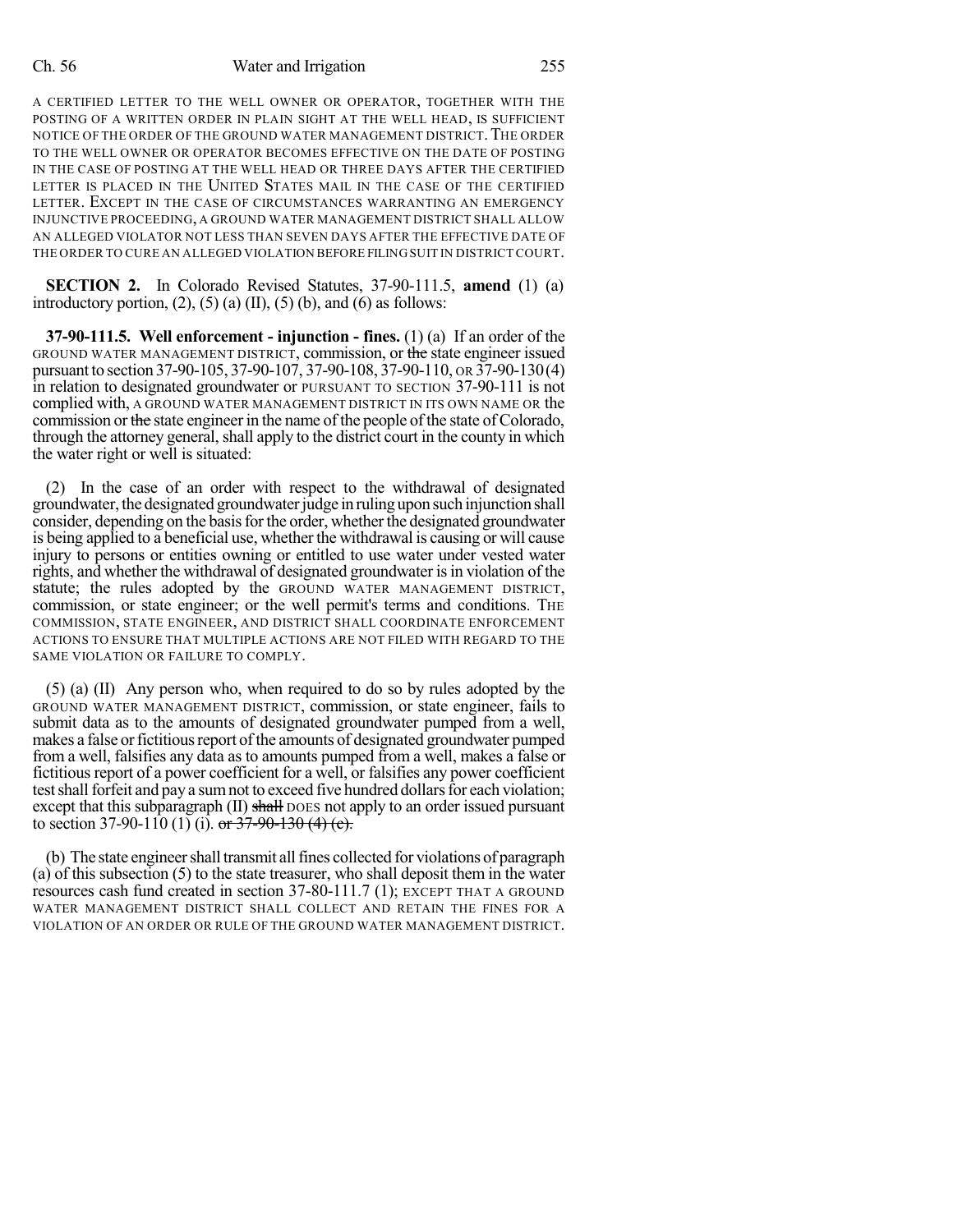A CERTIFIED LETTER TO THE WELL OWNER OR OPERATOR, TOGETHER WITH THE POSTING OF A WRITTEN ORDER IN PLAIN SIGHT AT THE WELL HEAD, IS SUFFICIENT NOTICE OF THE ORDER OF THE GROUND WATER MANAGEMENT DISTRICT. THE ORDER TO THE WELL OWNER OR OPERATOR BECOMES EFFECTIVE ON THE DATE OF POSTING IN THE CASE OF POSTING AT THE WELL HEAD OR THREE DAYS AFTER THE CERTIFIED LETTER IS PLACED IN THE UNITED STATES MAIL IN THE CASE OF THE CERTIFIED LETTER. EXCEPT IN THE CASE OF CIRCUMSTANCES WARRANTING AN EMERGENCY INJUNCTIVE PROCEEDING, A GROUND WATER MANAGEMENT DISTRICT SHALL ALLOW AN ALLEGED VIOLATOR NOT LESS THAN SEVEN DAYS AFTER THE EFFECTIVE DATE OF THE ORDER TO CURE AN ALLEGED VIOLATION BEFORE FILING SUIT IN DISTRICT COURT.

**SECTION 2.** In Colorado Revised Statutes, 37-90-111.5, **amend** (1) (a) introductory portion, (2), (5) (a) (II), (5) (b), and (6) as follows:

**37-90-111.5. Well enforcement - injunction - fines.** (1) (a) If an order of the GROUND WATER MANAGEMENT DISTRICT, commission, or ~~the~~ state engineer issued pursuant to section 37-90-105, 37-90-107, 37-90-108, 37-90-110, OR 37-90-130 (4) in relation to designated groundwater or PURSUANT TO SECTION 37-90-111 is not complied with, A GROUND WATER MANAGEMENT DISTRICT IN ITS OWN NAME OR the commission or ~~the~~ state engineer in the name of the people of the state of Colorado, through the attorney general, shall apply to the district court in the county in which the water right or well is situated:

(2) In the case of an order with respect to the withdrawal of designated groundwater, the designated groundwater judge in ruling upon such injunction shall consider, depending on the basis for the order, whether the designated groundwater is being applied to a beneficial use, whether the withdrawal is causing or will cause injury to persons or entities owning or entitled to use water under vested water rights, and whether the withdrawal of designated groundwater is in violation of the statute; the rules adopted by the GROUND WATER MANAGEMENT DISTRICT, commission, or state engineer; or the well permit's terms and conditions. THE COMMISSION, STATE ENGINEER, AND DISTRICT SHALL COORDINATE ENFORCEMENT ACTIONS TO ENSURE THAT MULTIPLE ACTIONS ARE NOT FILED WITH REGARD TO THE SAME VIOLATION OR FAILURE TO COMPLY.

(5) (a) (II) Any person who, when required to do so by rules adopted by the GROUND WATER MANAGEMENT DISTRICT, commission, or state engineer, fails to submit data as to the amounts of designated groundwater pumped from a well, makes a false or fictitious report of the amounts of designated groundwater pumped from a well, falsifies any data as to amounts pumped from a well, makes a false or fictitious report of a power coefficient for a well, or falsifies any power coefficient test shall forfeit and pay a sum not to exceed five hundred dollars for each violation; except that this subparagraph (II) ~~shall~~ DOES not apply to an order issued pursuant to section 37-90-110 (1) (i). ~~or 37-90-130 (4) (c).~~

(b) The state engineer shall transmit all fines collected for violations of paragraph (a) of this subsection (5) to the state treasurer, who shall deposit them in the water resources cash fund created in section 37-80-111.7 (1); EXCEPT THAT A GROUND WATER MANAGEMENT DISTRICT SHALL COLLECT AND RETAIN THE FINES FOR A VIOLATION OF AN ORDER OR RULE OF THE GROUND WATER MANAGEMENT DISTRICT.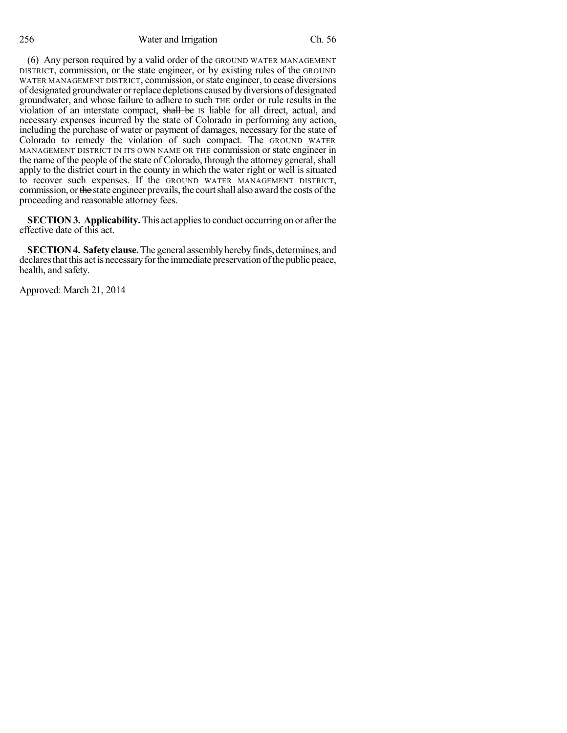(6) Any person required by a valid order of the GROUND WATER MANAGEMENT DISTRICT, commission, or ~~the~~ state engineer, or by existing rules of the GROUND WATER MANAGEMENT DISTRICT, commission, or state engineer, to cease diversions of designated groundwater or replace depletions caused by diversions of designated groundwater, and whose failure to adhere to ~~such~~ THE order or rule results in the violation of an interstate compact, ~~shall be~~ IS liable for all direct, actual, and necessary expenses incurred by the state of Colorado in performing any action, including the purchase of water or payment of damages, necessary for the state of Colorado to remedy the violation of such compact. The GROUND WATER MANAGEMENT DISTRICT IN ITS OWN NAME OR THE commission or state engineer in the name of the people of the state of Colorado, through the attorney general, shall apply to the district court in the county in which the water right or well is situated to recover such expenses. If the GROUND WATER MANAGEMENT DISTRICT, commission, or ~~the~~ state engineer prevails, the court shall also award the costs of the proceeding and reasonable attorney fees.

**SECTION 3. Applicability.** This act applies to conduct occurring on or after the effective date of this act.

**SECTION 4. Safety clause.** The general assembly hereby finds, determines, and declares that this act is necessary for the immediate preservation of the public peace, health, and safety.

Approved: March 21, 2014